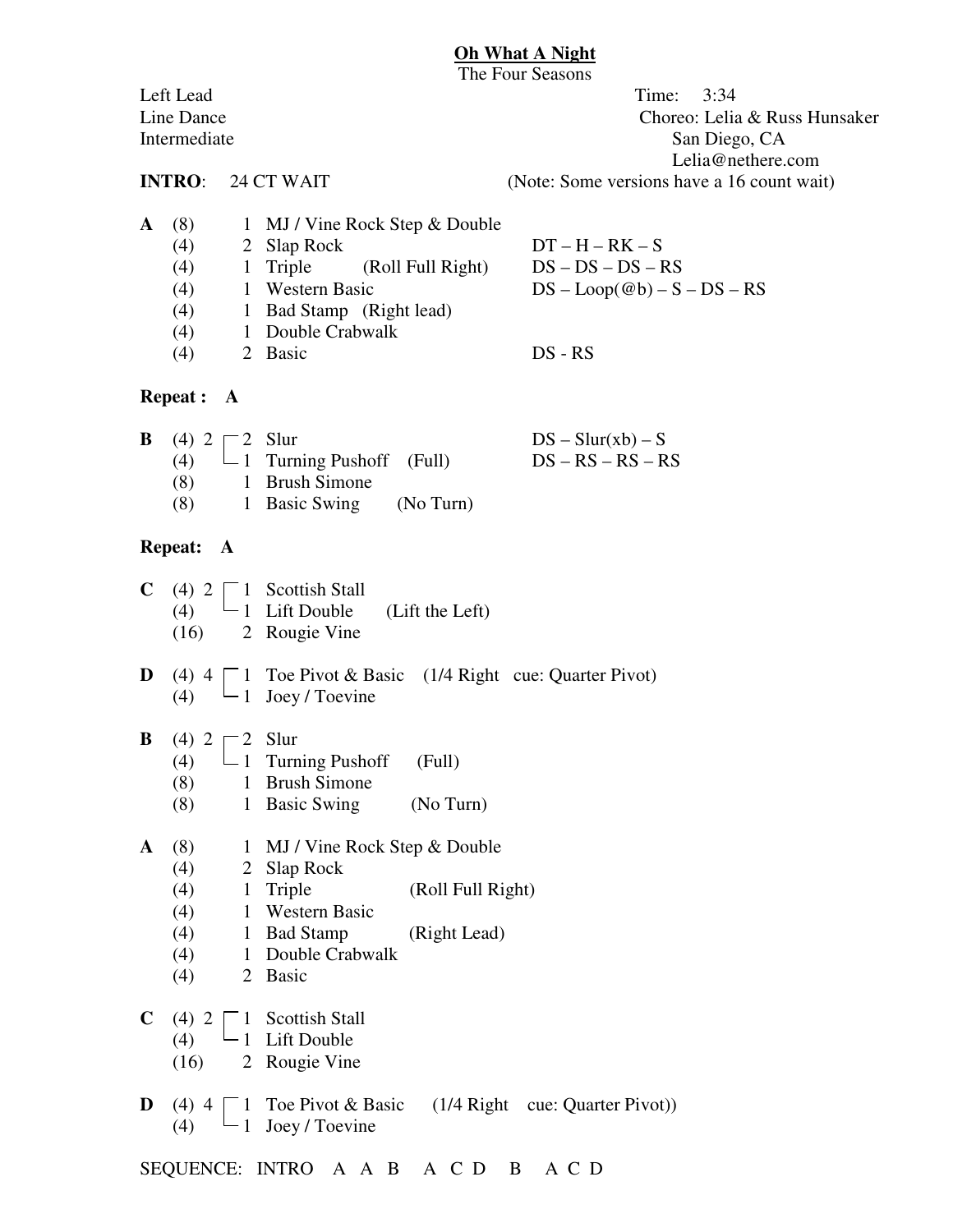# Oh What A Night

The Four Seasons

Left Lead
Line Dance
Intermediate

Time: 3:34
Choreo: Lelia & Russ Hunsaker
San Diego, CA
Lelia@nethere.com

**INTRO**: 24 CT WAIT (Note: Some versions have a 16 count wait)

**A**

| Counts | Reps | Step | Notes |
|---|---|---|---|
| (8) | 1 | MJ / Vine Rock Step & Double | |
| (4) | 2 | Slap Rock | DT – H – RK – S |
| (4) | 1 | Triple (Roll Full Right) | DS – DS – DS – RS |
| (4) | 1 | Western Basic | DS – Loop(@b) – S – DS – RS |
| (4) | 1 | Bad Stamp (Right lead) | |
| (4) | 1 | Double Crabwalk | |
| (4) | 2 | Basic | DS - RS |

**Repeat : A**

**B**

| Counts | Reps | Step | Notes |
|---|---|---|---|
| (4) 2 ┌ | 2 | Slur | DS – Slur(xb) – S |
| (4) └ | 1 | Turning Pushoff (Full) | DS – RS – RS – RS |
| (8) | 1 | Brush Simone | |
| (8) | 1 | Basic Swing (No Turn) | |

**Repeat: A**

**C**

| Counts | Reps | Step |
|---|---|---|
| (4) 2 ┌ | 1 | Scottish Stall |
| (4) └ | 1 | Lift Double (Lift the Left) |
| (16) | 2 | Rougie Vine |

**D**

| Counts | Reps | Step |
|---|---|---|
| (4) 4 ┌ | 1 | Toe Pivot & Basic (1/4 Right cue: Quarter Pivot) |
| (4) └ | 1 | Joey / Toevine |

**B**

| Counts | Reps | Step |
|---|---|---|
| (4) 2 ┌ | 2 | Slur |
| (4) └ | 1 | Turning Pushoff (Full) |
| (8) | 1 | Brush Simone |
| (8) | 1 | Basic Swing (No Turn) |

**A**

| Counts | Reps | Step |
|---|---|---|
| (8) | 1 | MJ / Vine Rock Step & Double |
| (4) | 2 | Slap Rock |
| (4) | 1 | Triple (Roll Full Right) |
| (4) | 1 | Western Basic |
| (4) | 1 | Bad Stamp (Right Lead) |
| (4) | 1 | Double Crabwalk |
| (4) | 2 | Basic |

**C**

| Counts | Reps | Step |
|---|---|---|
| (4) 2 ┌ | 1 | Scottish Stall |
| (4) └ | 1 | Lift Double |
| (16) | 2 | Rougie Vine |

**D**

| Counts | Reps | Step |
|---|---|---|
| (4) 4 ┌ | 1 | Toe Pivot & Basic (1/4 Right cue: Quarter Pivot)) |
| (4) └ | 1 | Joey / Toevine |

SEQUENCE: INTRO A A B A C D B A C D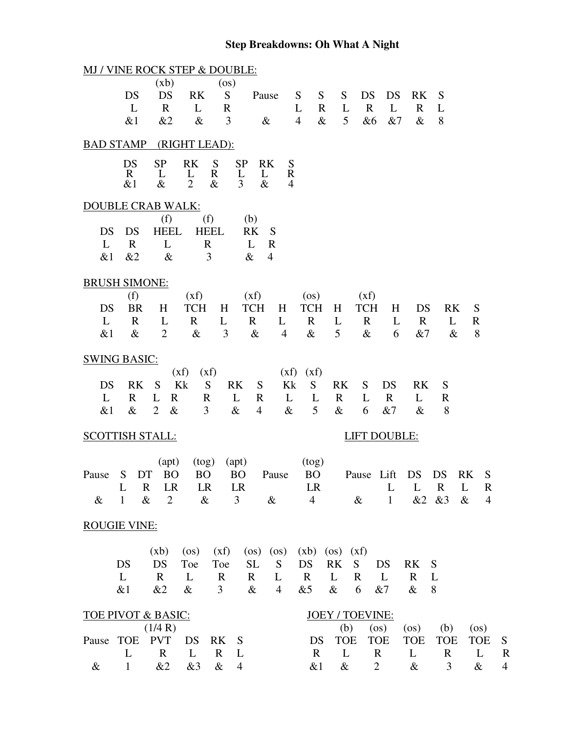# Step Breakdowns: Oh What A Night

## MJ / VINE ROCK STEP & DOUBLE:

| | | | | | | | | | | | |
|---|---|---|---|---|---|---|---|---|---|---|---|
| | (xb) | | (os) | | | | | | | | |
| DS | DS | RK | S | Pause | S | S | S | DS | DS | RK | S |
| L | R | L | R | | L | R | L | R | L | R | L |
| &1 | &2 | & | 3 | & | 4 | & | 5 | &6 | &7 | & | 8 |

## BAD STAMP (RIGHT LEAD):

| | | | | | | |
|---|---|---|---|---|---|---|
| DS | SP | RK | S | SP | RK | S |
| R | L | L | R | L | L | R |
| &1 | & | 2 | & | 3 | & | 4 |

## DOUBLE CRAB WALK:

| | | | | | |
|---|---|---|---|---|---|
| | | (f) | (f) | (b) | |
| DS | DS | HEEL | HEEL | RK | S |
| L | R | L | R | L | R |
| &1 | &2 | & | 3 | & | 4 |

## BRUSH SIMONE:

| | | | | | | | | | | | | | |
|---|---|---|---|---|---|---|---|---|---|---|---|---|---|
| | (f) | | (xf) | | (xf) | | (os) | | (xf) | | | | |
| DS | BR | H | TCH | H | TCH | H | TCH | H | TCH | H | DS | RK | S |
| L | R | L | R | L | R | L | R | L | R | L | R | L | R |
| &1 | & | 2 | & | 3 | & | 4 | & | 5 | & | 6 | &7 | & | 8 |

## SWING BASIC:

| | | | | | | | | | | | | | |
|---|---|---|---|---|---|---|---|---|---|---|---|---|---|
| | | | (xf) | (xf) | | | (xf) | (xf) | | | | | |
| DS | RK | S | Kk | S | RK | S | Kk | S | RK | S | DS | RK | S |
| L | R | L | R | R | L | R | L | L | R | L | R | L | R |
| &1 | & | 2 | & | 3 | & | 4 | & | 5 | & | 6 | &7 | & | 8 |

## SCOTTISH STALL:

| | | | | | | | |
|---|---|---|---|---|---|---|---|
| | | | (apt) | (tog) | (apt) | | (tog) |
| Pause | S | DT | BO | BO | BO | Pause | BO |
| | L | R | LR | LR | LR | | LR |
| & | 1 | & | 2 | & | 3 | & | 4 |

## LIFT DOUBLE:

| | | | | | |
|---|---|---|---|---|---|
| Pause | Lift | DS | DS | RK | S |
| | L | L | R | L | R |
| & | 1 | &2 | &3 | & | 4 |

## ROUGIE VINE:

| | | | | | | | | | | | |
|---|---|---|---|---|---|---|---|---|---|---|---|
| | (xb) | (os) | (xf) | (os) | (os) | (xb) | (os) | (xf) | | | |
| DS | DS | Toe | Toe | SL | S | DS | RK | S | DS | RK | S |
| L | R | L | R | R | L | R | L | R | L | R | L |
| &1 | &2 | & | 3 | & | 4 | &5 | & | 6 | &7 | & | 8 |

## TOE PIVOT & BASIC:

| | | | | | |
|---|---|---|---|---|---|
| | | (1/4 R) | | | |
| Pause | TOE | PVT | DS | RK | S |
| | L | R | L | R | L |
| & | 1 | &2 | &3 | & | 4 |

## JOEY / TOEVINE:

| | | | | | | |
|---|---|---|---|---|---|---|
| | (b) | (os) | (os) | (b) | (os) | |
| DS | TOE | TOE | TOE | TOE | TOE | S |
| R | L | R | L | R | L | R |
| &1 | & | 2 | & | 3 | & | 4 |